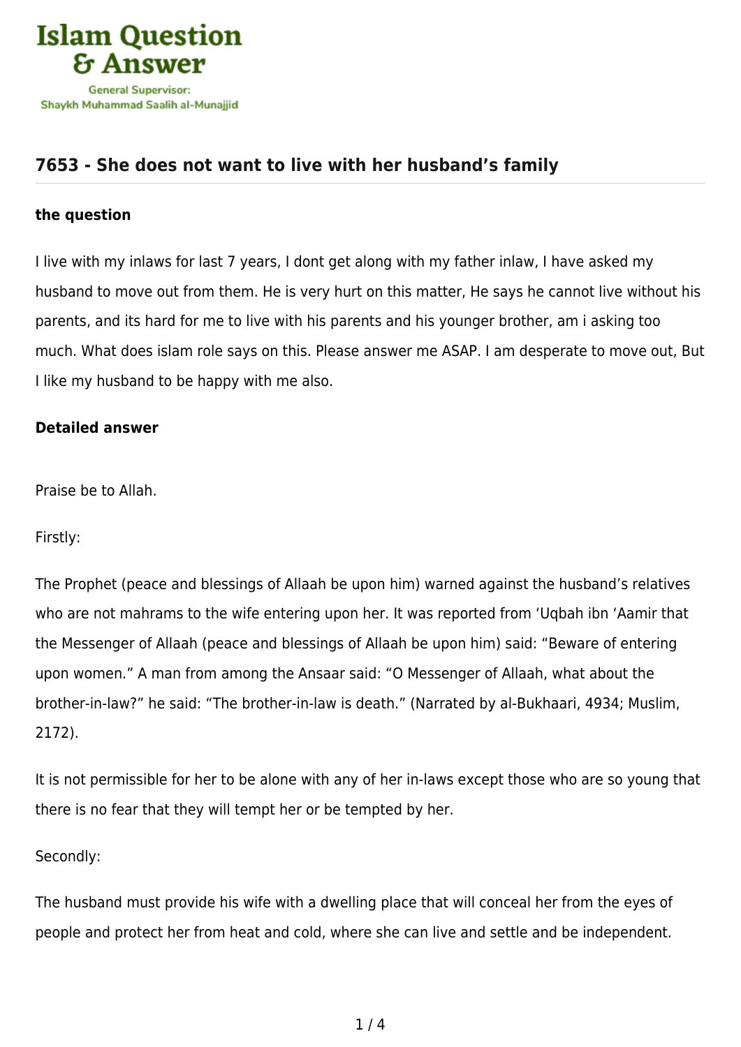# Islam Question & Answer

General Supervisor: Shaykh Muhammad Saalih al-Munajjid

## 7653 - She does not want to live with her husband's family

### the question

I live with my inlaws for last 7 years, I dont get along with my father inlaw, I have asked my husband to move out from them. He is very hurt on this matter, He says he cannot live without his parents, and its hard for me to live with his parents and his younger brother, am i asking too much. What does islam role says on this. Please answer me ASAP. I am desperate to move out, But I like my husband to be happy with me also.

### Detailed answer

Praise be to Allah.

Firstly:

The Prophet (peace and blessings of Allaah be upon him) warned against the husband's relatives who are not mahrams to the wife entering upon her. It was reported from 'Uqbah ibn 'Aamir that the Messenger of Allaah (peace and blessings of Allaah be upon him) said: "Beware of entering upon women." A man from among the Ansaar said: "O Messenger of Allaah, what about the brother-in-law?" he said: "The brother-in-law is death." (Narrated by al-Bukhaari, 4934; Muslim, 2172).

It is not permissible for her to be alone with any of her in-laws except those who are so young that there is no fear that they will tempt her or be tempted by her.

Secondly:

The husband must provide his wife with a dwelling place that will conceal her from the eyes of people and protect her from heat and cold, where she can live and settle and be independent.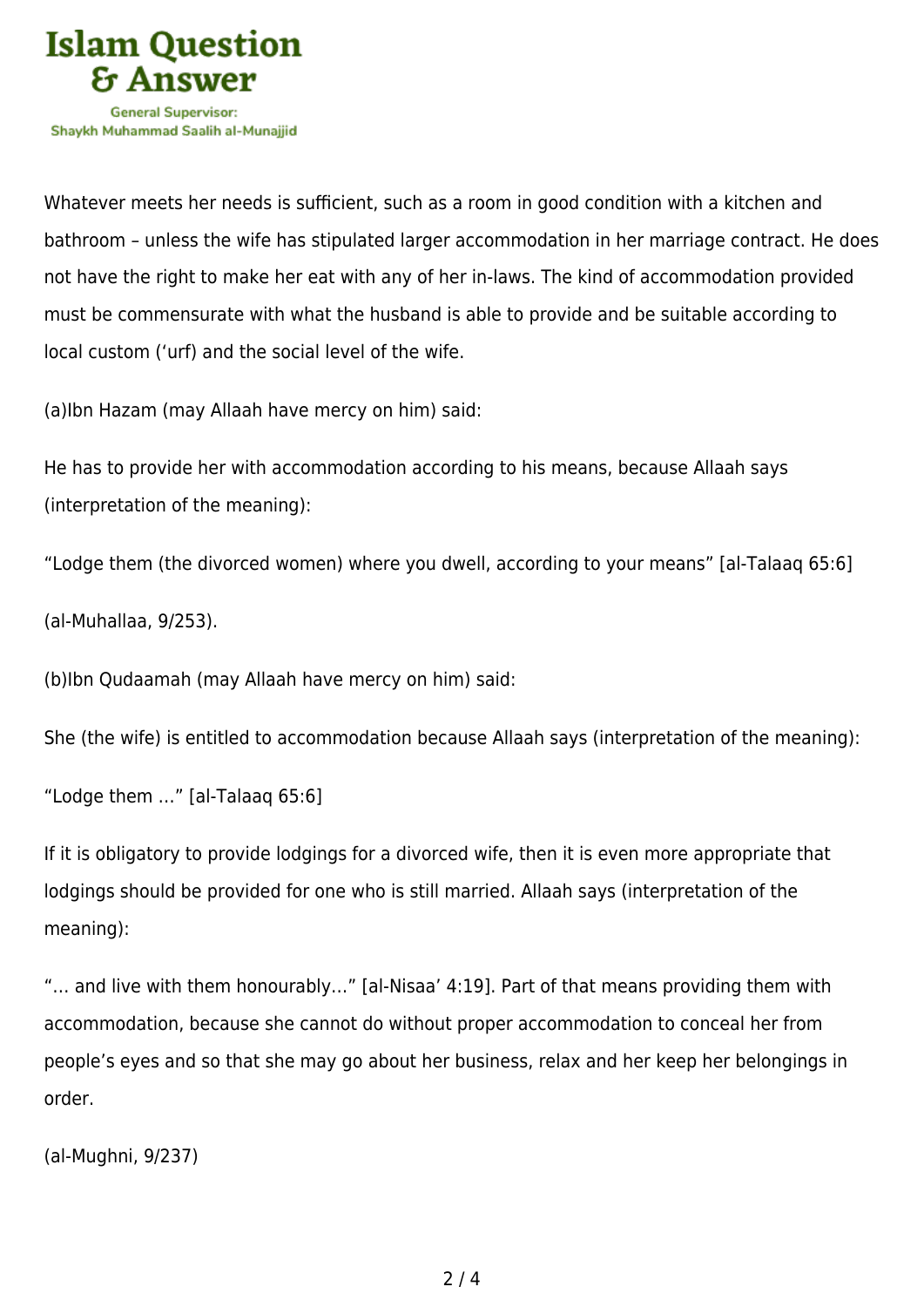Whatever meets her needs is sufficient, such as a room in good condition with a kitchen and bathroom – unless the wife has stipulated larger accommodation in her marriage contract. He does not have the right to make her eat with any of her in-laws. The kind of accommodation provided must be commensurate with what the husband is able to provide and be suitable according to local custom (‘urf) and the social level of the wife.

(a)Ibn Hazam (may Allaah have mercy on him) said:

He has to provide her with accommodation according to his means, because Allaah says (interpretation of the meaning):

“Lodge them (the divorced women) where you dwell, according to your means” [al-Talaaq 65:6]

(al-Muhallaa, 9/253).

(b)Ibn Qudaamah (may Allaah have mercy on him) said:

She (the wife) is entitled to accommodation because Allaah says (interpretation of the meaning):

“Lodge them …” [al-Talaaq 65:6]

If it is obligatory to provide lodgings for a divorced wife, then it is even more appropriate that lodgings should be provided for one who is still married. Allaah says (interpretation of the meaning):

“… and live with them honourably…” [al-Nisaa’ 4:19]. Part of that means providing them with accommodation, because she cannot do without proper accommodation to conceal her from people’s eyes and so that she may go about her business, relax and her keep her belongings in order.

(al-Mughni, 9/237)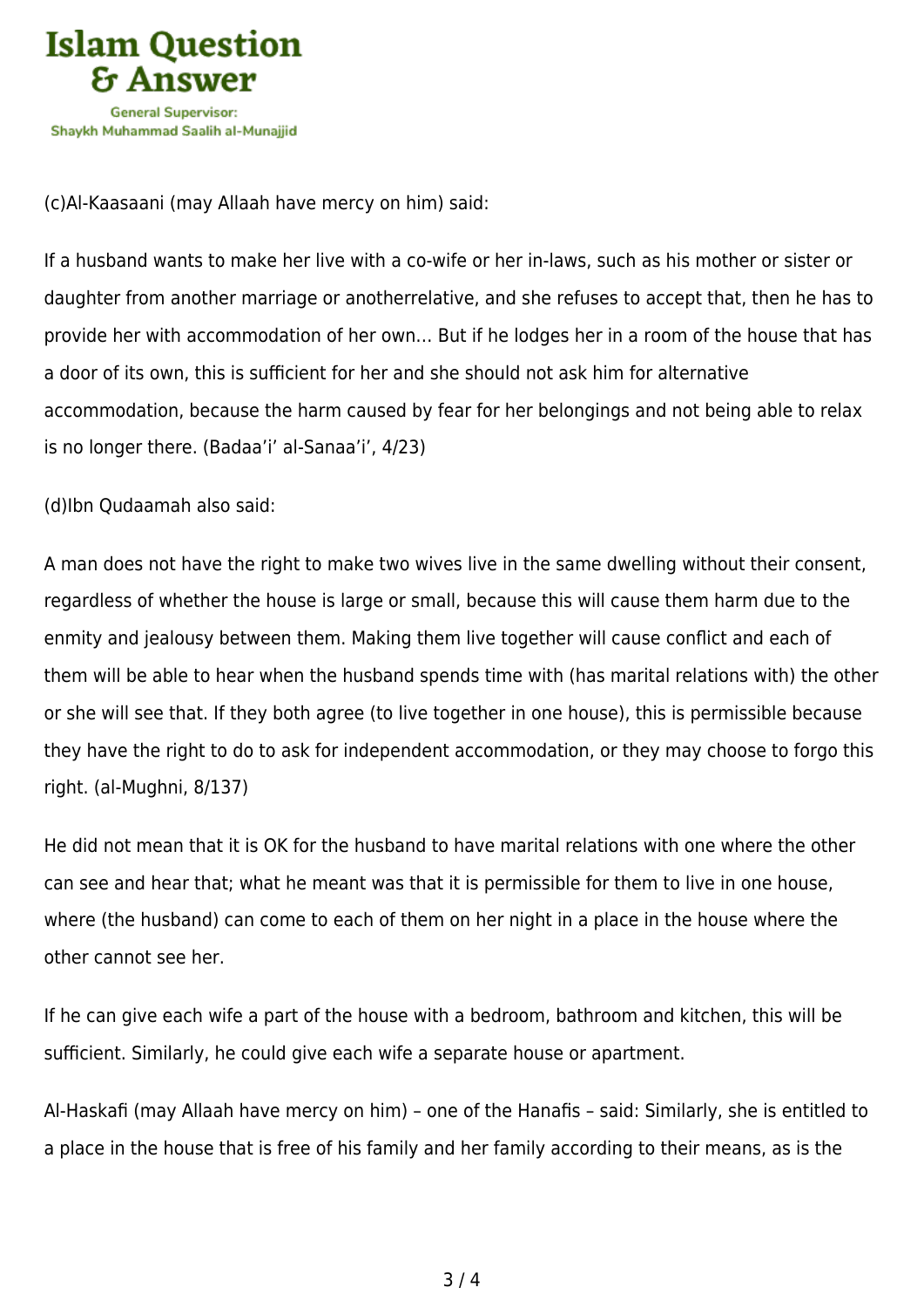(c)Al-Kaasaani (may Allaah have mercy on him) said:

If a husband wants to make her live with a co-wife or her in-laws, such as his mother or sister or daughter from another marriage or anotherrelative, and she refuses to accept that, then he has to provide her with accommodation of her own… But if he lodges her in a room of the house that has a door of its own, this is sufficient for her and she should not ask him for alternative accommodation, because the harm caused by fear for her belongings and not being able to relax is no longer there. (Badaa'i' al-Sanaa'i', 4/23)

(d)Ibn Qudaamah also said:

A man does not have the right to make two wives live in the same dwelling without their consent, regardless of whether the house is large or small, because this will cause them harm due to the enmity and jealousy between them. Making them live together will cause conflict and each of them will be able to hear when the husband spends time with (has marital relations with) the other or she will see that. If they both agree (to live together in one house), this is permissible because they have the right to do to ask for independent accommodation, or they may choose to forgo this right. (al-Mughni, 8/137)

He did not mean that it is OK for the husband to have marital relations with one where the other can see and hear that; what he meant was that it is permissible for them to live in one house, where (the husband) can come to each of them on her night in a place in the house where the other cannot see her.

If he can give each wife a part of the house with a bedroom, bathroom and kitchen, this will be sufficient. Similarly, he could give each wife a separate house or apartment.

Al-Haskafi (may Allaah have mercy on him) – one of the Hanafis – said: Similarly, she is entitled to a place in the house that is free of his family and her family according to their means, as is the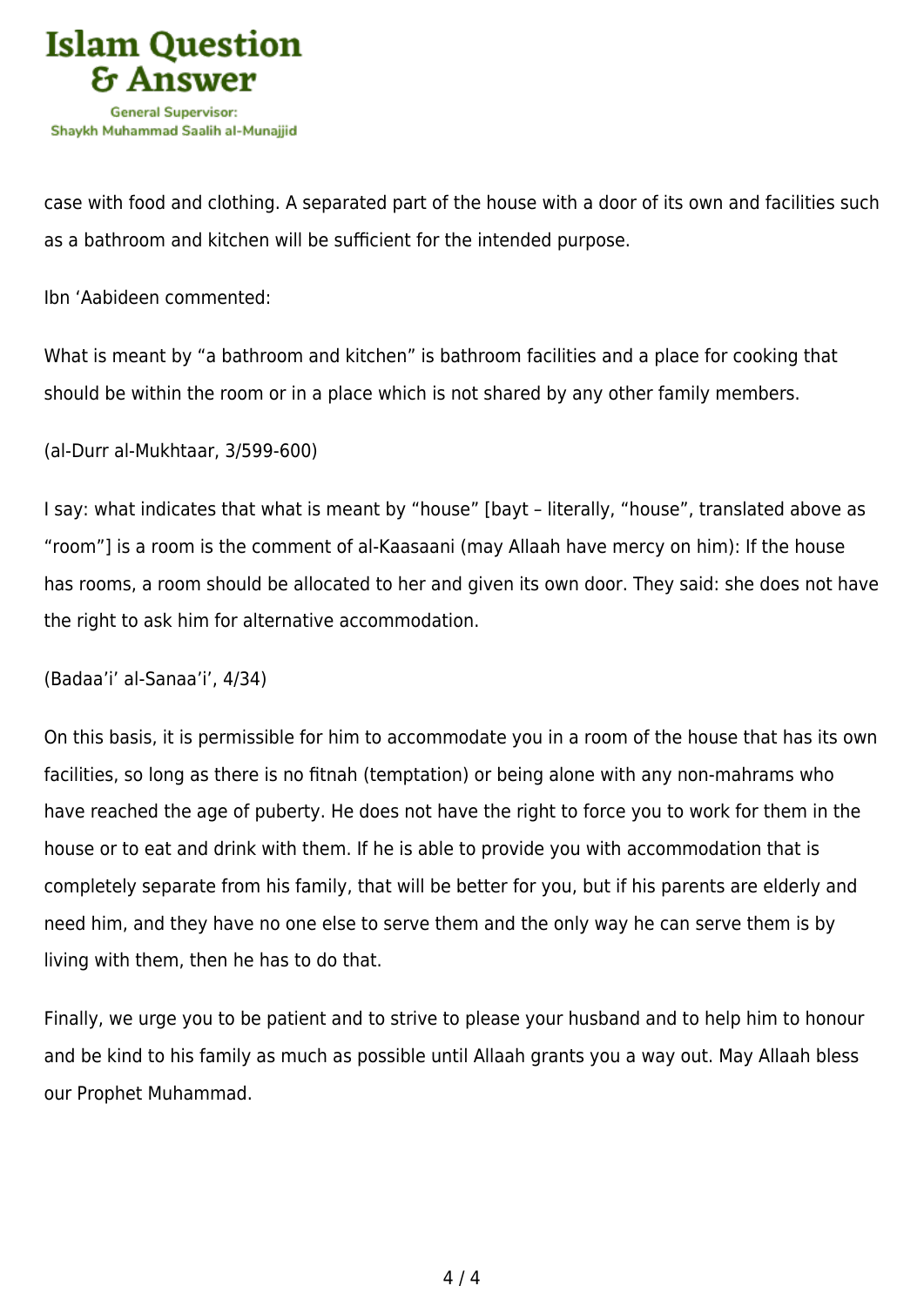case with food and clothing. A separated part of the house with a door of its own and facilities such as a bathroom and kitchen will be sufficient for the intended purpose.

Ibn ‘Aabideen commented:

What is meant by “a bathroom and kitchen” is bathroom facilities and a place for cooking that should be within the room or in a place which is not shared by any other family members.

(al-Durr al-Mukhtaar, 3/599-600)

I say: what indicates that what is meant by “house” [bayt – literally, “house”, translated above as “room”] is a room is the comment of al-Kaasaani (may Allaah have mercy on him): If the house has rooms, a room should be allocated to her and given its own door. They said: she does not have the right to ask him for alternative accommodation.

(Badaa’i’ al-Sanaa’i’, 4/34)

On this basis, it is permissible for him to accommodate you in a room of the house that has its own facilities, so long as there is no fitnah (temptation) or being alone with any non-mahrams who have reached the age of puberty. He does not have the right to force you to work for them in the house or to eat and drink with them. If he is able to provide you with accommodation that is completely separate from his family, that will be better for you, but if his parents are elderly and need him, and they have no one else to serve them and the only way he can serve them is by living with them, then he has to do that.

Finally, we urge you to be patient and to strive to please your husband and to help him to honour and be kind to his family as much as possible until Allaah grants you a way out. May Allaah bless our Prophet Muhammad.